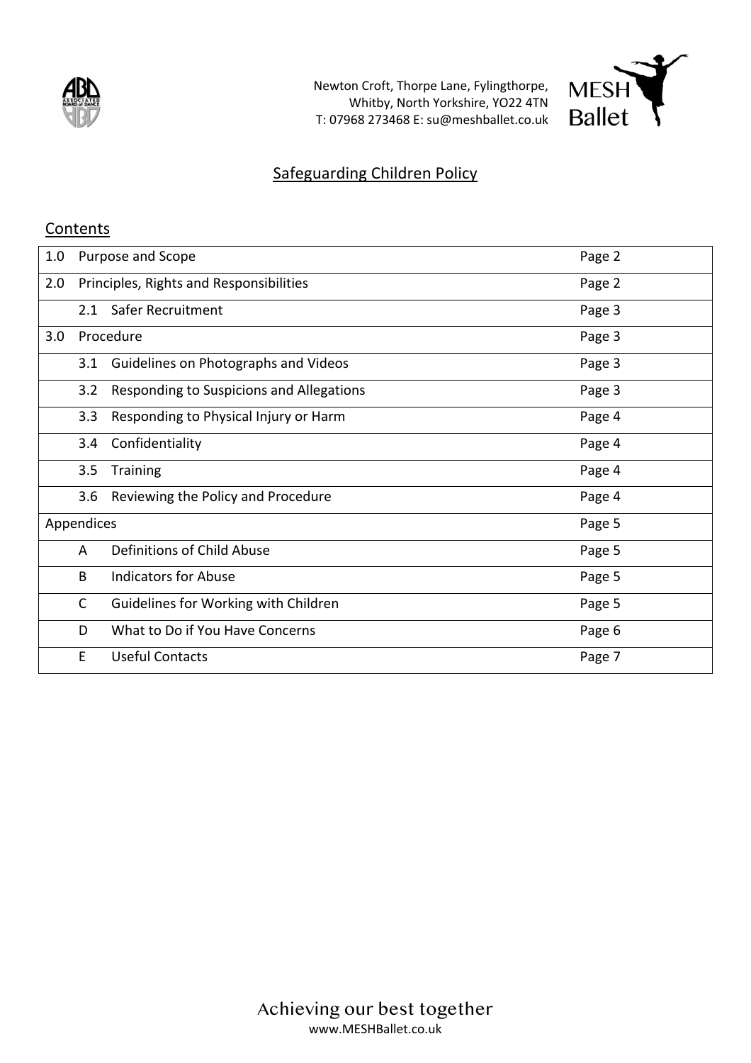Newton Croft, Thorpe Lane, Fylingthorpe,
Whitby, North Yorkshire, YO22 4TN
T: 07968 273468 E: su@meshballet.co.uk

# Safeguarding Children Policy

## Contents

| | | |
|---|---|---|
| 1.0 | Purpose and Scope | Page 2 |
| 2.0 | Principles, Rights and Responsibilities | Page 2 |
| | 2.1 Safer Recruitment | Page 3 |
| 3.0 | Procedure | Page 3 |
| | 3.1 Guidelines on Photographs and Videos | Page 3 |
| | 3.2 Responding to Suspicions and Allegations | Page 3 |
| | 3.3 Responding to Physical Injury or Harm | Page 4 |
| | 3.4 Confidentiality | Page 4 |
| | 3.5 Training | Page 4 |
| | 3.6 Reviewing the Policy and Procedure | Page 4 |
| Appendices | | Page 5 |
| | A Definitions of Child Abuse | Page 5 |
| | B Indicators for Abuse | Page 5 |
| | C Guidelines for Working with Children | Page 5 |
| | D What to Do if You Have Concerns | Page 6 |
| | E Useful Contacts | Page 7 |

Achieving our best together
www.MESHBallet.co.uk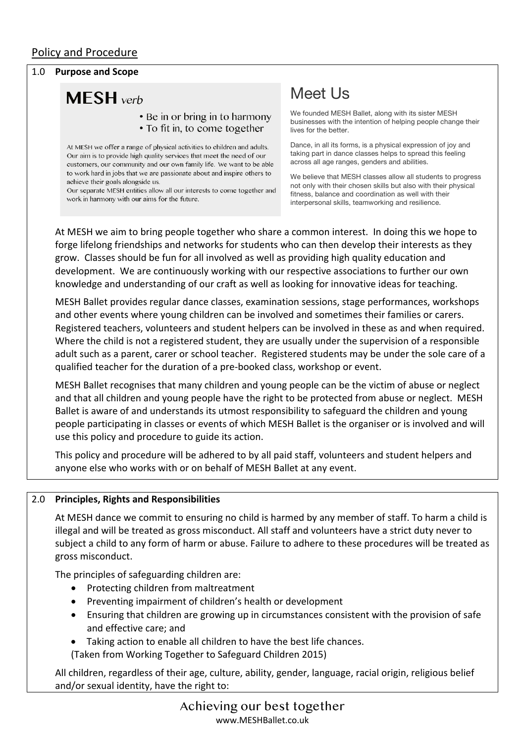## Policy and Procedure

### 1.0 Purpose and Scope

**MESH** *verb*

- Be in or bring in to harmony
- To fit in, to come together

At MESH we offer a range of physical activities to children and adults. Our aim is to provide high quality services that meet the need of our customers, our community and our own family life. We want to be able to work hard in jobs that we are passionate about and inspire others to achieve their goals alongside us.
Our separate MESH entities allow all our interests to come together and work in harmony with our aims for the future.

## Meet Us

We founded MESH Ballet, along with its sister MESH businesses with the intention of helping people change their lives for the better.

Dance, in all its forms, is a physical expression of joy and taking part in dance classes helps to spread this feeling across all age ranges, genders and abilities.

We believe that MESH classes allow all students to progress not only with their chosen skills but also with their physical fitness, balance and coordination as well with their interpersonal skills, teamworking and resilience.

At MESH we aim to bring people together who share a common interest. In doing this we hope to forge lifelong friendships and networks for students who can then develop their interests as they grow. Classes should be fun for all involved as well as providing high quality education and development. We are continuously working with our respective associations to further our own knowledge and understanding of our craft as well as looking for innovative ideas for teaching.

MESH Ballet provides regular dance classes, examination sessions, stage performances, workshops and other events where young children can be involved and sometimes their families or carers. Registered teachers, volunteers and student helpers can be involved in these as and when required. Where the child is not a registered student, they are usually under the supervision of a responsible adult such as a parent, carer or school teacher. Registered students may be under the sole care of a qualified teacher for the duration of a pre-booked class, workshop or event.

MESH Ballet recognises that many children and young people can be the victim of abuse or neglect and that all children and young people have the right to be protected from abuse or neglect. MESH Ballet is aware of and understands its utmost responsibility to safeguard the children and young people participating in classes or events of which MESH Ballet is the organiser or is involved and will use this policy and procedure to guide its action.

This policy and procedure will be adhered to by all paid staff, volunteers and student helpers and anyone else who works with or on behalf of MESH Ballet at any event.

### 2.0 Principles, Rights and Responsibilities

At MESH dance we commit to ensuring no child is harmed by any member of staff. To harm a child is illegal and will be treated as gross misconduct. All staff and volunteers have a strict duty never to subject a child to any form of harm or abuse. Failure to adhere to these procedures will be treated as gross misconduct.

The principles of safeguarding children are:

- Protecting children from maltreatment
- Preventing impairment of children's health or development
- Ensuring that children are growing up in circumstances consistent with the provision of safe and effective care; and
- Taking action to enable all children to have the best life chances.

(Taken from Working Together to Safeguard Children 2015)

All children, regardless of their age, culture, ability, gender, language, racial origin, religious belief and/or sexual identity, have the right to: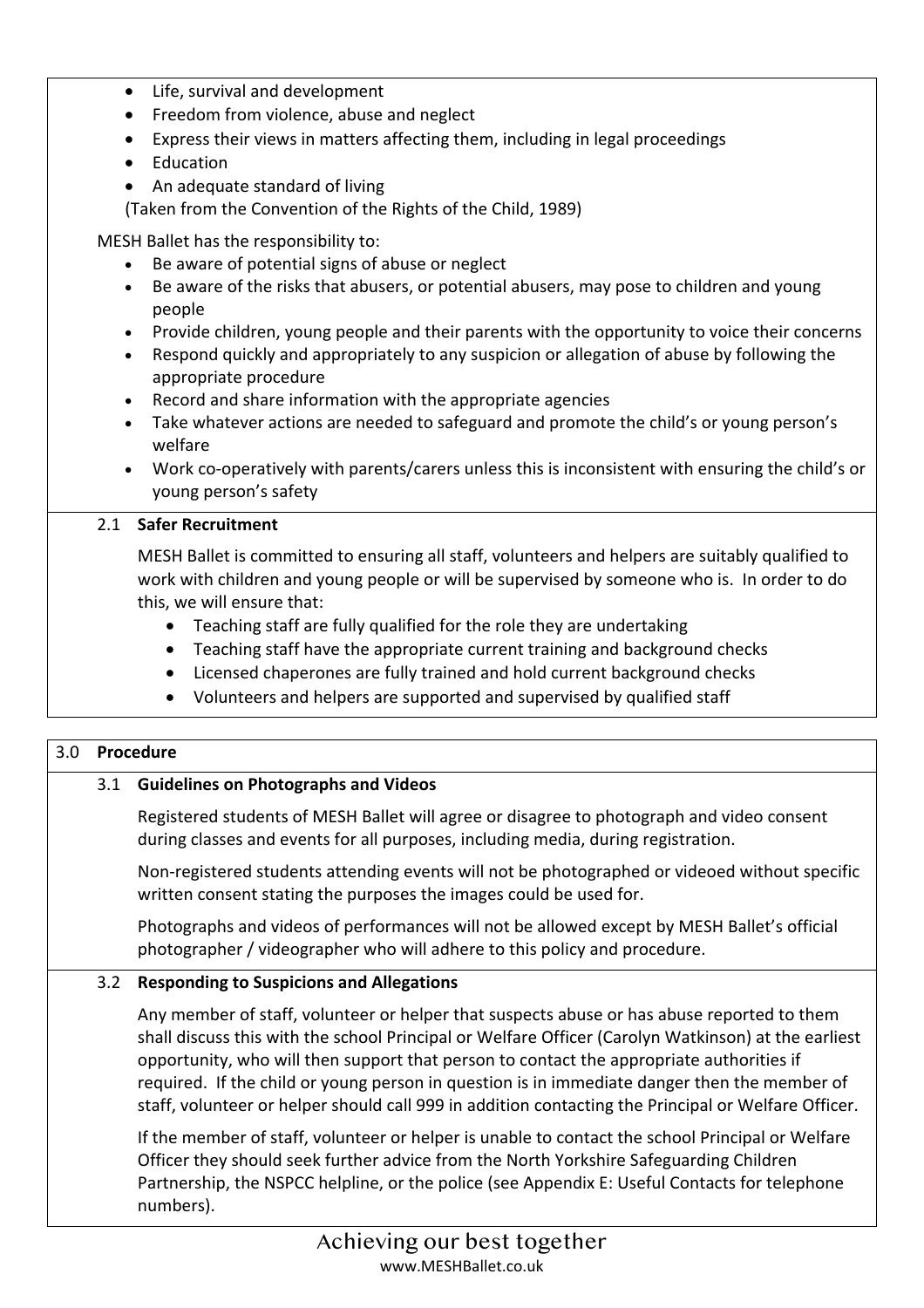- Life, survival and development
- Freedom from violence, abuse and neglect
- Express their views in matters affecting them, including in legal proceedings
- Education
- An adequate standard of living

(Taken from the Convention of the Rights of the Child, 1989)

MESH Ballet has the responsibility to:

- Be aware of potential signs of abuse or neglect
- Be aware of the risks that abusers, or potential abusers, may pose to children and young people
- Provide children, young people and their parents with the opportunity to voice their concerns
- Respond quickly and appropriately to any suspicion or allegation of abuse by following the appropriate procedure
- Record and share information with the appropriate agencies
- Take whatever actions are needed to safeguard and promote the child's or young person's welfare
- Work co-operatively with parents/carers unless this is inconsistent with ensuring the child's or young person's safety

### 2.1 Safer Recruitment

MESH Ballet is committed to ensuring all staff, volunteers and helpers are suitably qualified to work with children and young people or will be supervised by someone who is. In order to do this, we will ensure that:

- Teaching staff are fully qualified for the role they are undertaking
- Teaching staff have the appropriate current training and background checks
- Licensed chaperones are fully trained and hold current background checks
- Volunteers and helpers are supported and supervised by qualified staff

## 3.0 Procedure

### 3.1 Guidelines on Photographs and Videos

Registered students of MESH Ballet will agree or disagree to photograph and video consent during classes and events for all purposes, including media, during registration.

Non-registered students attending events will not be photographed or videoed without specific written consent stating the purposes the images could be used for.

Photographs and videos of performances will not be allowed except by MESH Ballet's official photographer / videographer who will adhere to this policy and procedure.

### 3.2 Responding to Suspicions and Allegations

Any member of staff, volunteer or helper that suspects abuse or has abuse reported to them shall discuss this with the school Principal or Welfare Officer (Carolyn Watkinson) at the earliest opportunity, who will then support that person to contact the appropriate authorities if required. If the child or young person in question is in immediate danger then the member of staff, volunteer or helper should call 999 in addition contacting the Principal or Welfare Officer.

If the member of staff, volunteer or helper is unable to contact the school Principal or Welfare Officer they should seek further advice from the North Yorkshire Safeguarding Children Partnership, the NSPCC helpline, or the police (see Appendix E: Useful Contacts for telephone numbers).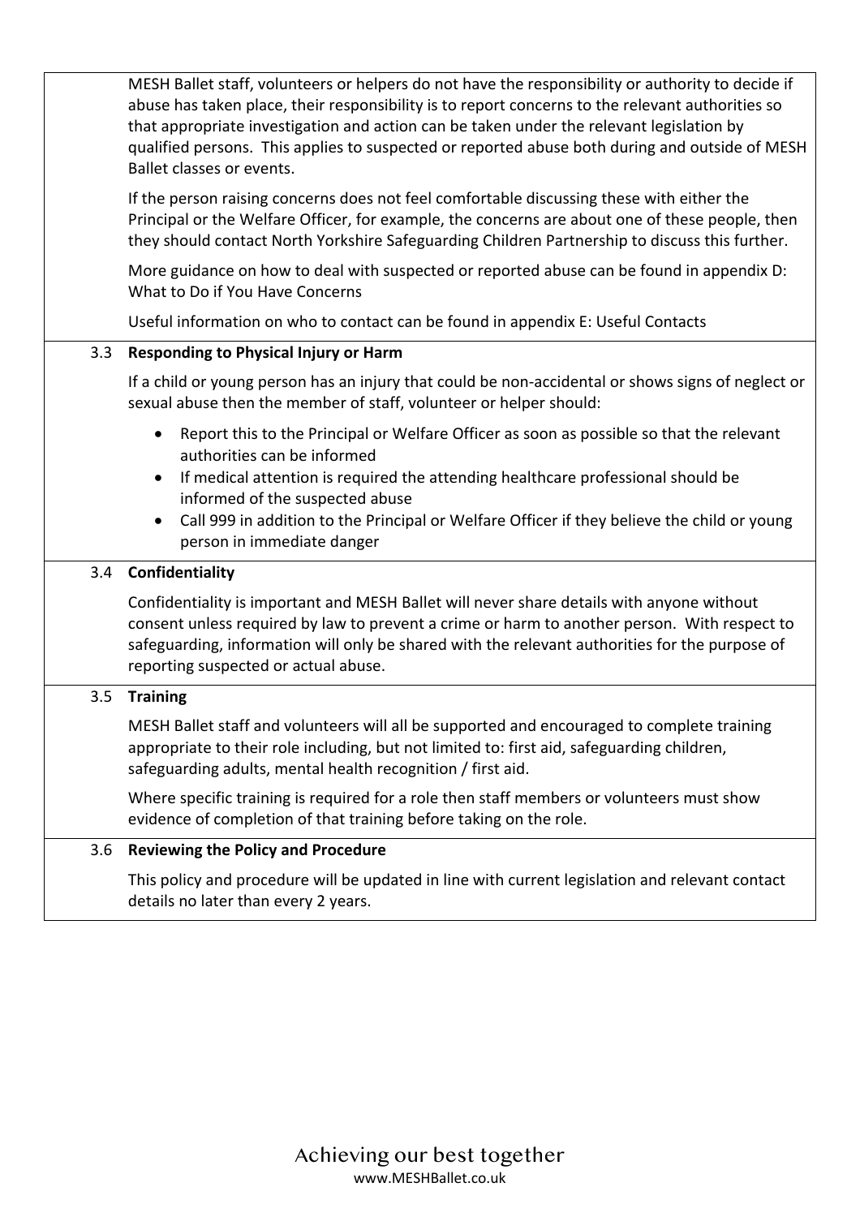MESH Ballet staff, volunteers or helpers do not have the responsibility or authority to decide if abuse has taken place, their responsibility is to report concerns to the relevant authorities so that appropriate investigation and action can be taken under the relevant legislation by qualified persons. This applies to suspected or reported abuse both during and outside of MESH Ballet classes or events.

If the person raising concerns does not feel comfortable discussing these with either the Principal or the Welfare Officer, for example, the concerns are about one of these people, then they should contact North Yorkshire Safeguarding Children Partnership to discuss this further.

More guidance on how to deal with suspected or reported abuse can be found in appendix D: What to Do if You Have Concerns

Useful information on who to contact can be found in appendix E: Useful Contacts

### 3.3 Responding to Physical Injury or Harm

If a child or young person has an injury that could be non-accidental or shows signs of neglect or sexual abuse then the member of staff, volunteer or helper should:

- Report this to the Principal or Welfare Officer as soon as possible so that the relevant authorities can be informed
- If medical attention is required the attending healthcare professional should be informed of the suspected abuse
- Call 999 in addition to the Principal or Welfare Officer if they believe the child or young person in immediate danger

### 3.4 Confidentiality

Confidentiality is important and MESH Ballet will never share details with anyone without consent unless required by law to prevent a crime or harm to another person. With respect to safeguarding, information will only be shared with the relevant authorities for the purpose of reporting suspected or actual abuse.

### 3.5 Training

MESH Ballet staff and volunteers will all be supported and encouraged to complete training appropriate to their role including, but not limited to: first aid, safeguarding children, safeguarding adults, mental health recognition / first aid.

Where specific training is required for a role then staff members or volunteers must show evidence of completion of that training before taking on the role.

### 3.6 Reviewing the Policy and Procedure

This policy and procedure will be updated in line with current legislation and relevant contact details no later than every 2 years.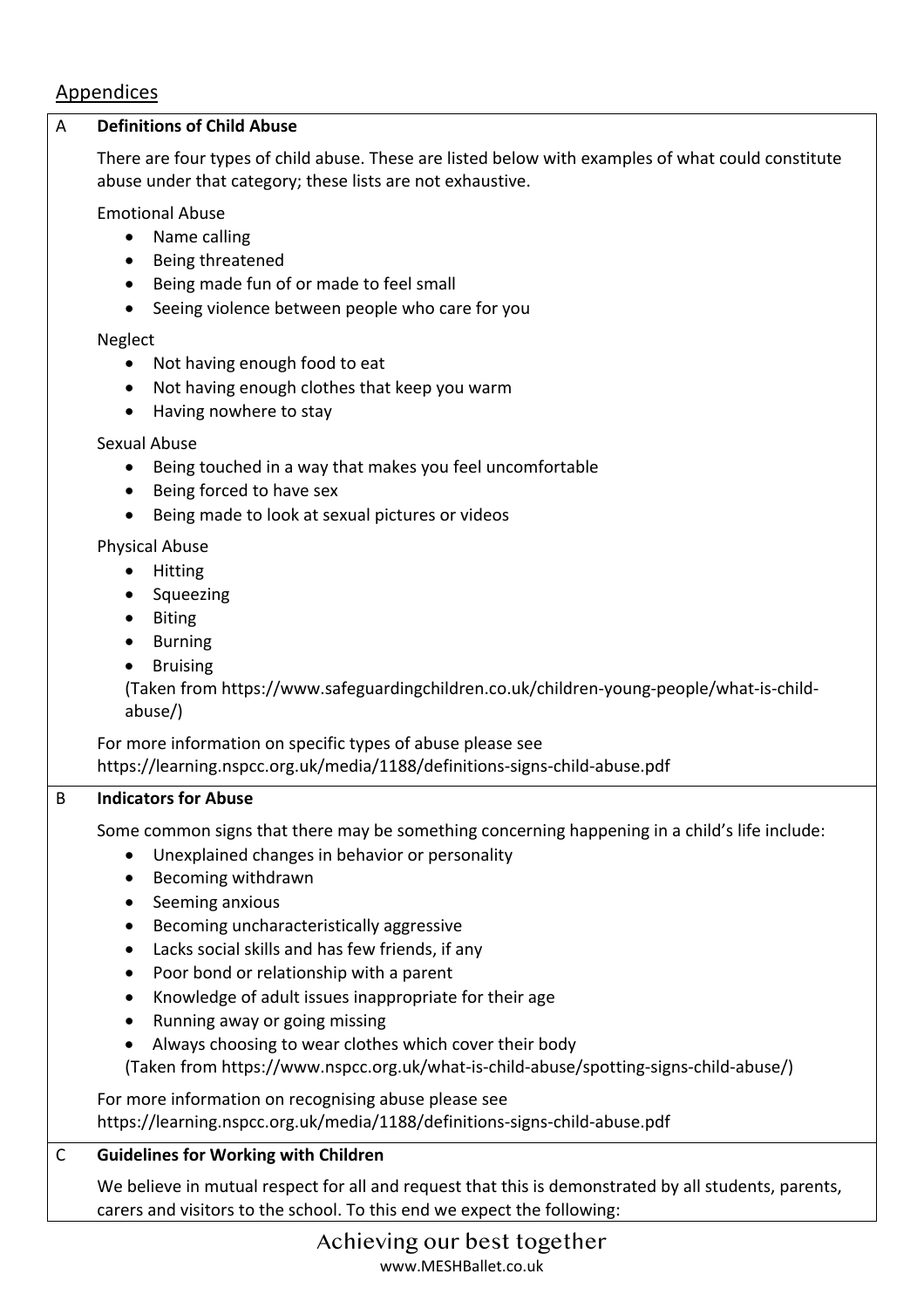## Appendices

### A Definitions of Child Abuse

There are four types of child abuse. These are listed below with examples of what could constitute abuse under that category; these lists are not exhaustive.

Emotional Abuse

- Name calling
- Being threatened
- Being made fun of or made to feel small
- Seeing violence between people who care for you

Neglect

- Not having enough food to eat
- Not having enough clothes that keep you warm
- Having nowhere to stay

Sexual Abuse

- Being touched in a way that makes you feel uncomfortable
- Being forced to have sex
- Being made to look at sexual pictures or videos

Physical Abuse

- Hitting
- Squeezing
- Biting
- Burning
- Bruising

(Taken from https://www.safeguardingchildren.co.uk/children-young-people/what-is-child-abuse/)

For more information on specific types of abuse please see https://learning.nspcc.org.uk/media/1188/definitions-signs-child-abuse.pdf

### B Indicators for Abuse

Some common signs that there may be something concerning happening in a child's life include:

- Unexplained changes in behavior or personality
- Becoming withdrawn
- Seeming anxious
- Becoming uncharacteristically aggressive
- Lacks social skills and has few friends, if any
- Poor bond or relationship with a parent
- Knowledge of adult issues inappropriate for their age
- Running away or going missing
- Always choosing to wear clothes which cover their body

(Taken from https://www.nspcc.org.uk/what-is-child-abuse/spotting-signs-child-abuse/)

For more information on recognising abuse please see https://learning.nspcc.org.uk/media/1188/definitions-signs-child-abuse.pdf

### C Guidelines for Working with Children

We believe in mutual respect for all and request that this is demonstrated by all students, parents, carers and visitors to the school. To this end we expect the following: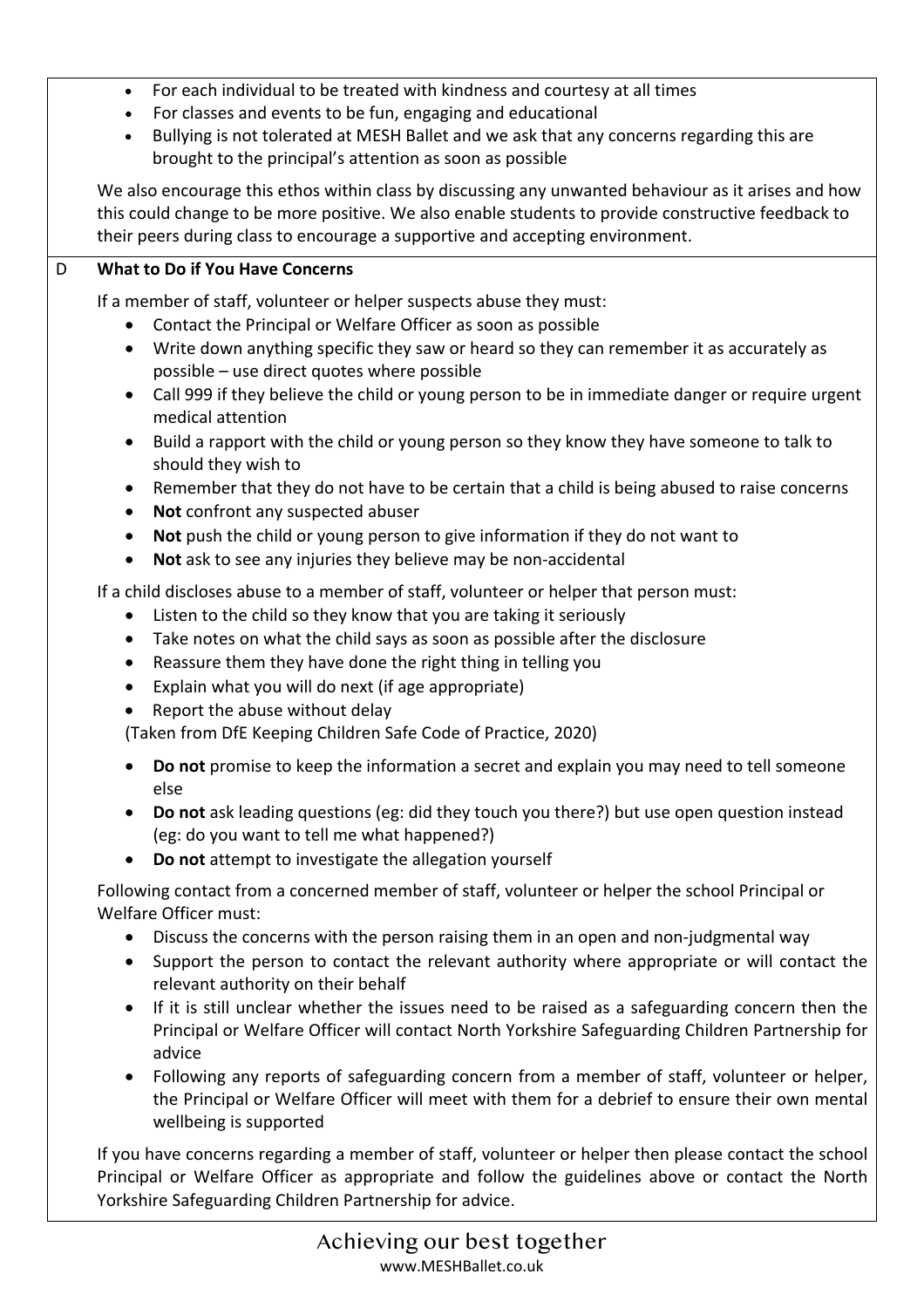- For each individual to be treated with kindness and courtesy at all times
- For classes and events to be fun, engaging and educational
- Bullying is not tolerated at MESH Ballet and we ask that any concerns regarding this are brought to the principal's attention as soon as possible

We also encourage this ethos within class by discussing any unwanted behaviour as it arises and how this could change to be more positive. We also enable students to provide constructive feedback to their peers during class to encourage a supportive and accepting environment.

## D What to Do if You Have Concerns

If a member of staff, volunteer or helper suspects abuse they must:

- Contact the Principal or Welfare Officer as soon as possible
- Write down anything specific they saw or heard so they can remember it as accurately as possible – use direct quotes where possible
- Call 999 if they believe the child or young person to be in immediate danger or require urgent medical attention
- Build a rapport with the child or young person so they know they have someone to talk to should they wish to
- Remember that they do not have to be certain that a child is being abused to raise concerns
- **Not** confront any suspected abuser
- **Not** push the child or young person to give information if they do not want to
- **Not** ask to see any injuries they believe may be non-accidental

If a child discloses abuse to a member of staff, volunteer or helper that person must:

- Listen to the child so they know that you are taking it seriously
- Take notes on what the child says as soon as possible after the disclosure
- Reassure them they have done the right thing in telling you
- Explain what you will do next (if age appropriate)
- Report the abuse without delay

(Taken from DfE Keeping Children Safe Code of Practice, 2020)

- **Do not** promise to keep the information a secret and explain you may need to tell someone else
- **Do not** ask leading questions (eg: did they touch you there?) but use open question instead (eg: do you want to tell me what happened?)
- **Do not** attempt to investigate the allegation yourself

Following contact from a concerned member of staff, volunteer or helper the school Principal or Welfare Officer must:

- Discuss the concerns with the person raising them in an open and non-judgmental way
- Support the person to contact the relevant authority where appropriate or will contact the relevant authority on their behalf
- If it is still unclear whether the issues need to be raised as a safeguarding concern then the Principal or Welfare Officer will contact North Yorkshire Safeguarding Children Partnership for advice
- Following any reports of safeguarding concern from a member of staff, volunteer or helper, the Principal or Welfare Officer will meet with them for a debrief to ensure their own mental wellbeing is supported

If you have concerns regarding a member of staff, volunteer or helper then please contact the school Principal or Welfare Officer as appropriate and follow the guidelines above or contact the North Yorkshire Safeguarding Children Partnership for advice.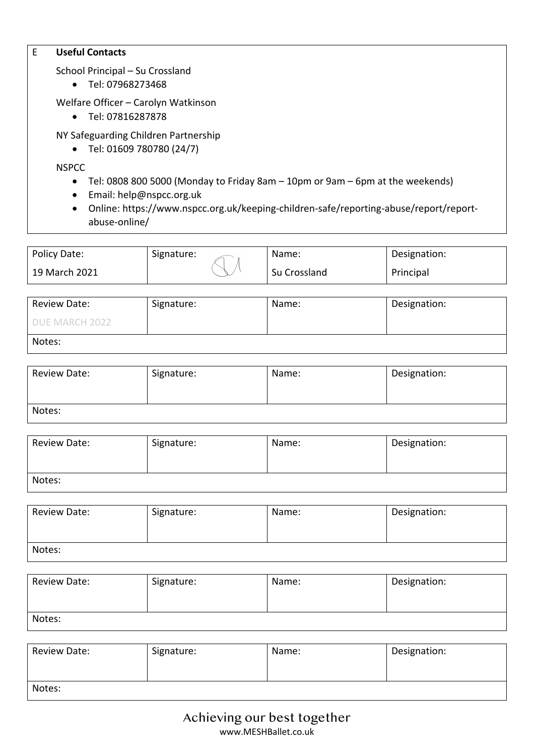## E Useful Contacts

School Principal – Su Crossland

- Tel: 07968273468

Welfare Officer – Carolyn Watkinson

- Tel: 07816287878

NY Safeguarding Children Partnership

- Tel: 01609 780780 (24/7)

NSPCC

- Tel: 0808 800 5000 (Monday to Friday 8am – 10pm or 9am – 6pm at the weekends)
- Email: help@nspcc.org.uk
- Online: https://www.nspcc.org.uk/keeping-children-safe/reporting-abuse/report/report-abuse-online/

| Policy Date: | Signature: | Name: | Designation: |
|---|---|---|---|
| 19 March 2021 | | Su Crossland | Principal |

| Review Date: | Signature: | Name: | Designation: |
|---|---|---|---|
| DUE MARCH 2022 | | | |
| Notes: | | | |

| Review Date: | Signature: | Name: | Designation: |
|---|---|---|---|
| | | | |
| Notes: | | | |

| Review Date: | Signature: | Name: | Designation: |
|---|---|---|---|
| | | | |
| Notes: | | | |

| Review Date: | Signature: | Name: | Designation: |
|---|---|---|---|
| | | | |
| Notes: | | | |

| Review Date: | Signature: | Name: | Designation: |
|---|---|---|---|
| | | | |
| Notes: | | | |

| Review Date: | Signature: | Name: | Designation: |
|---|---|---|---|
| | | | |
| Notes: | | | |

Achieving our best together
www.MESHBallet.co.uk